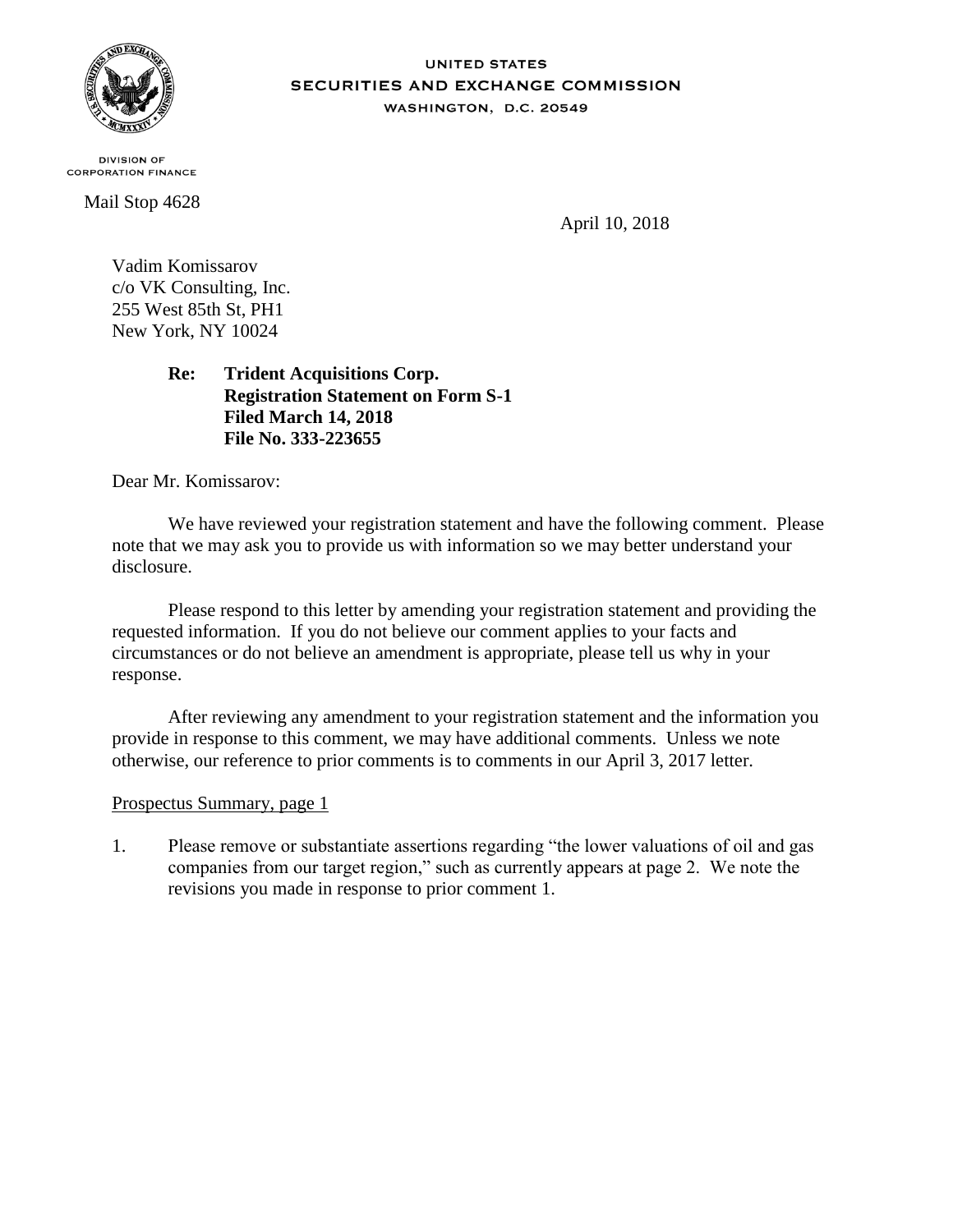UNITED STATES
SECURITIES AND EXCHANGE COMMISSION
WASHINGTON, D.C. 20549

DIVISION OF
CORPORATION FINANCE

Mail Stop 4628

April 10, 2018

Vadim Komissarov
c/o VK Consulting, Inc.
255 West 85th St, PH1
New York, NY 10024

**Re: Trident Acquisitions Corp.**
**Registration Statement on Form S-1**
**Filed March 14, 2018**
**File No. 333-223655**

Dear Mr. Komissarov:

We have reviewed your registration statement and have the following comment. Please note that we may ask you to provide us with information so we may better understand your disclosure.

Please respond to this letter by amending your registration statement and providing the requested information. If you do not believe our comment applies to your facts and circumstances or do not believe an amendment is appropriate, please tell us why in your response.

After reviewing any amendment to your registration statement and the information you provide in response to this comment, we may have additional comments. Unless we note otherwise, our reference to prior comments is to comments in our April 3, 2017 letter.

Prospectus Summary, page 1

1. Please remove or substantiate assertions regarding "the lower valuations of oil and gas companies from our target region," such as currently appears at page 2. We note the revisions you made in response to prior comment 1.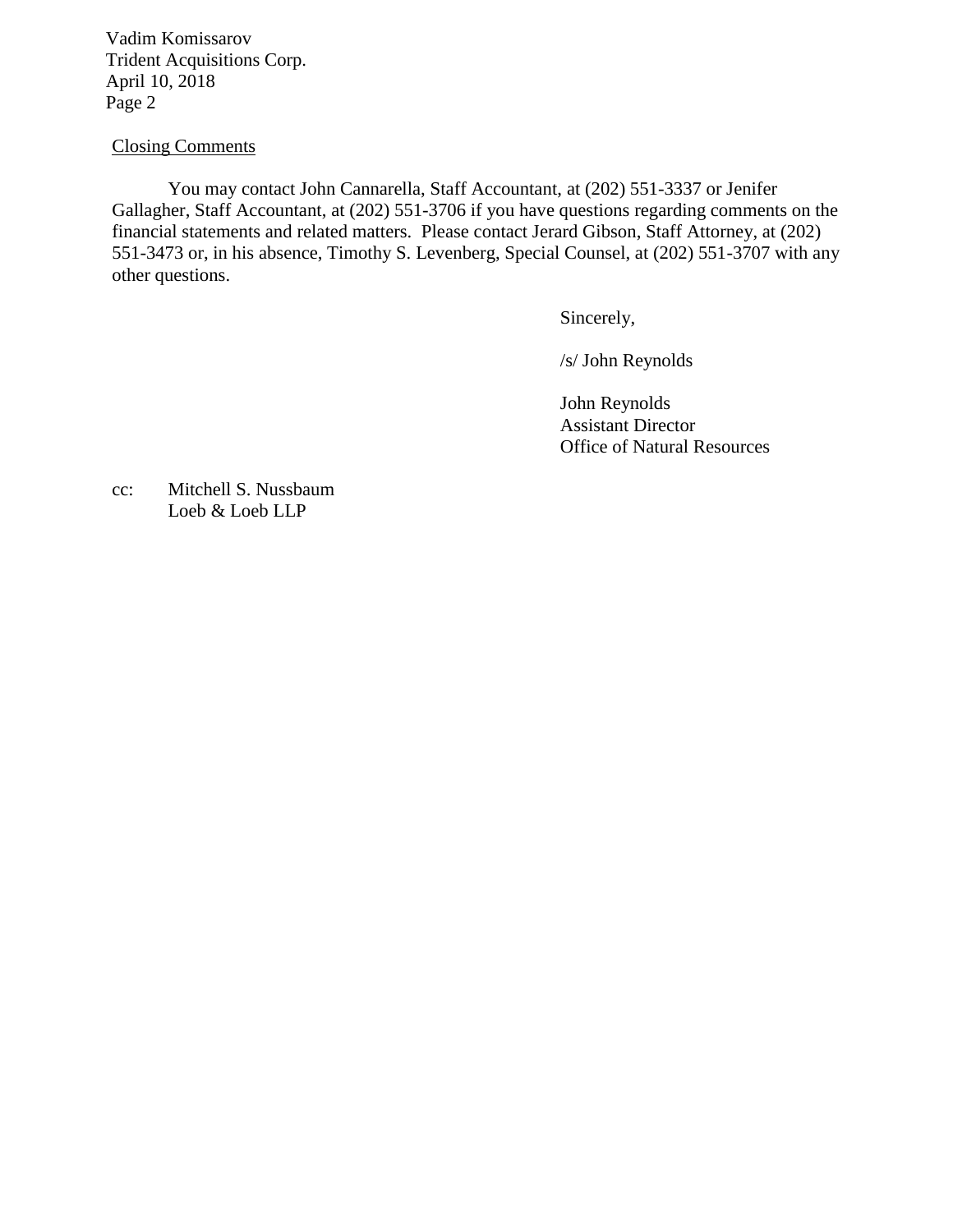Closing Comments

You may contact John Cannarella, Staff Accountant, at (202) 551-3337 or Jenifer Gallagher, Staff Accountant, at (202) 551-3706 if you have questions regarding comments on the financial statements and related matters. Please contact Jerard Gibson, Staff Attorney, at (202) 551-3473 or, in his absence, Timothy S. Levenberg, Special Counsel, at (202) 551-3707 with any other questions.

Sincerely,

/s/ John Reynolds

John Reynolds
Assistant Director
Office of Natural Resources

cc: Mitchell S. Nussbaum
Loeb & Loeb LLP